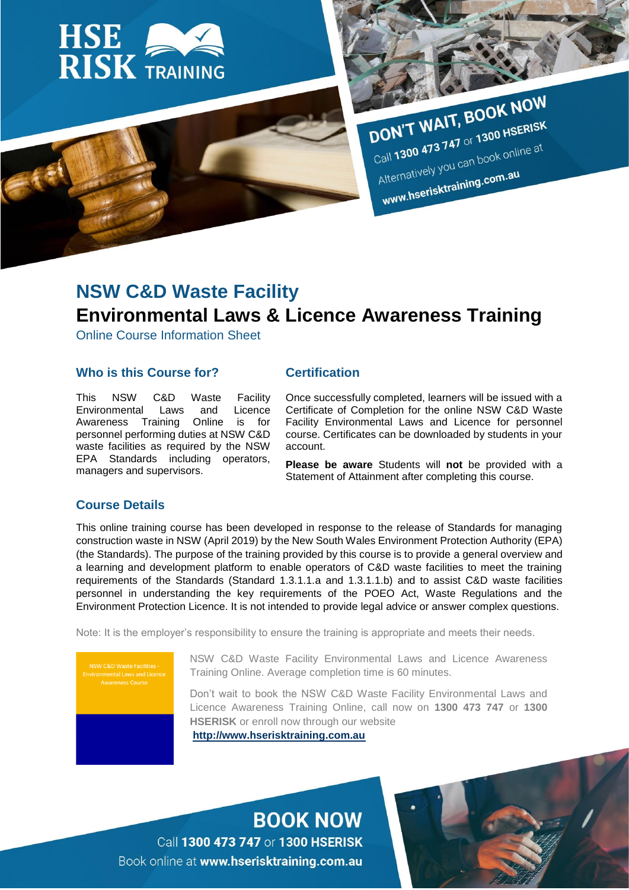HSE RISK TRAINING

DON'T WAIT, BOOK NOW

Call **1300 473 747** or **1300 HSERISK**

Alternatively you can book online at **www.hseriskttraining.com.au**

# NSW C&D Waste Facility

# Environmental Laws & Licence Awareness Training

Online Course Information Sheet

## Who is this Course for?

This NSW C&D Waste Facility Environmental Laws and Licence Awareness Training Online is for personnel performing duties at NSW C&D waste facilities as required by the NSW EPA Standards including operators, managers and supervisors.

## Certification

Once successfully completed, learners will be issued with a Certificate of Completion for the online NSW C&D Waste Facility Environmental Laws and Licence for personnel course. Certificates can be downloaded by students in your account.

**Please be aware** Students will **not** be provided with a Statement of Attainment after completing this course.

## Course Details

This online training course has been developed in response to the release of Standards for managing construction waste in NSW (April 2019) by the New South Wales Environment Protection Authority (EPA) (the Standards). The purpose of the training provided by this course is to provide a general overview and a learning and development platform to enable operators of C&D waste facilities to meet the training requirements of the Standards (Standard 1.3.1.1.a and 1.3.1.1.b) and to assist C&D waste facilities personnel in understanding the key requirements of the POEO Act, Waste Regulations and the Environment Protection Licence. It is not intended to provide legal advice or answer complex questions.

Note: It is the employer's responsibility to ensure the training is appropriate and meets their needs.

NSW C&D Waste Facilities - Environmental Laws and Licence Awareness Course

NSW C&D Waste Facility Environmental Laws and Licence Awareness Training Online. Average completion time is 60 minutes.

Don't wait to book the NSW C&D Waste Facility Environmental Laws and Licence Awareness Training Online, call now on **1300 473 747** or **1300 HSERISK** or enroll now through our website **http://www.hseriskttraining.com.au**

**BOOK NOW**

Call **1300 473 747** or **1300 HSERISK**

Book online at **www.hseriskttraining.com.au**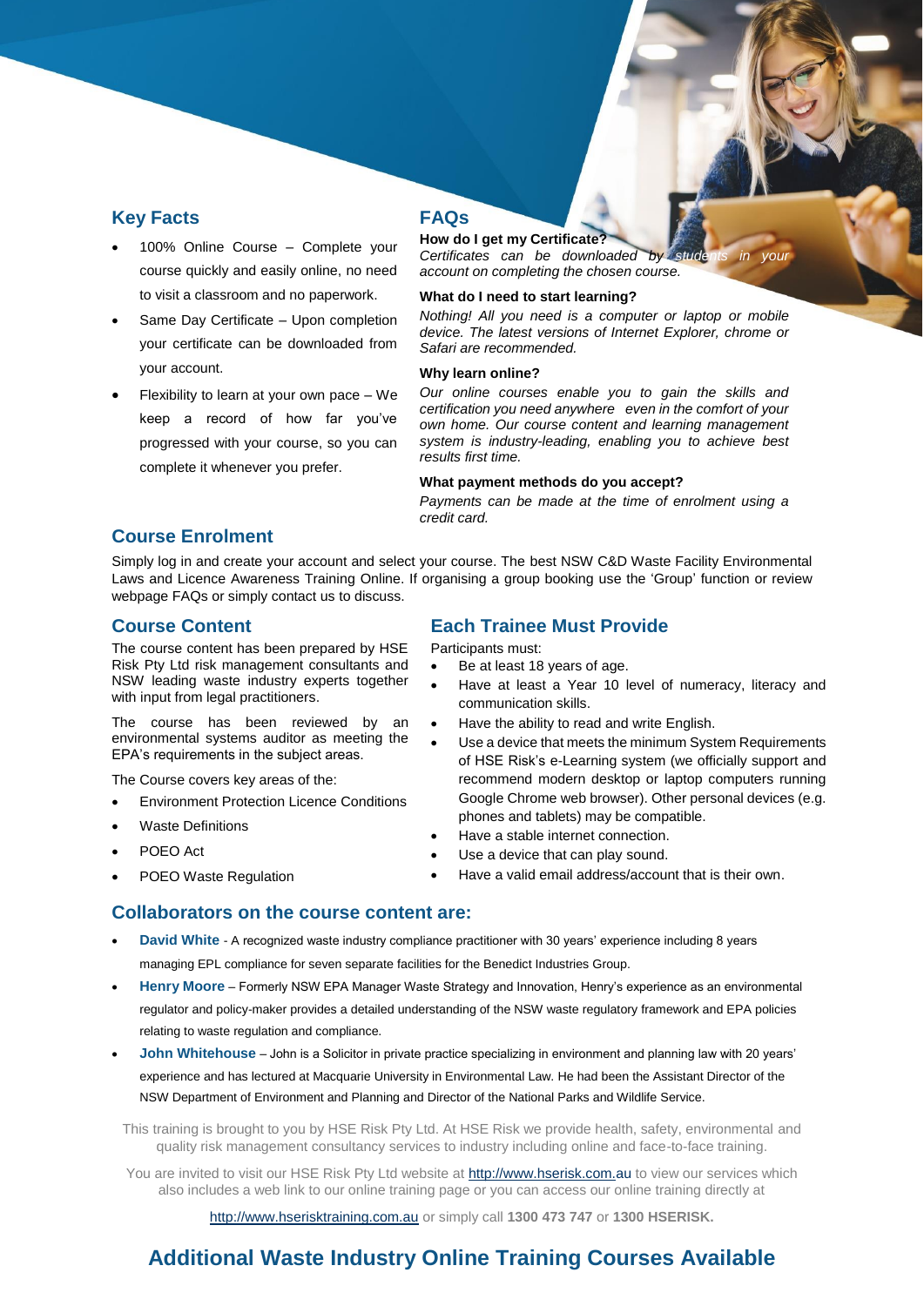## Key Facts

- 100% Online Course – Complete your course quickly and easily online, no need to visit a classroom and no paperwork.
- Same Day Certificate – Upon completion your certificate can be downloaded from your account.
- Flexibility to learn at your own pace – We keep a record of how far you've progressed with your course, so you can complete it whenever you prefer.

## FAQs

**How do I get my Certificate?**
*Certificates can be downloaded by students in your account on completing the chosen course.*

**What do I need to start learning?**
*Nothing! All you need is a computer or laptop or mobile device. The latest versions of Internet Explorer, chrome or Safari are recommended.*

**Why learn online?**
*Our online courses enable you to gain the skills and certification you need anywhere even in the comfort of your own home. Our course content and learning management system is industry-leading, enabling you to achieve best results first time.*

**What payment methods do you accept?**
*Payments can be made at the time of enrolment using a credit card.*

## Course Enrolment

Simply log in and create your account and select your course. The best NSW C&D Waste Facility Environmental Laws and Licence Awareness Training Online. If organising a group booking use the 'Group' function or review webpage FAQs or simply contact us to discuss.

## Course Content

The course content has been prepared by HSE Risk Pty Ltd risk management consultants and NSW leading waste industry experts together with input from legal practitioners.

The course has been reviewed by an environmental systems auditor as meeting the EPA's requirements in the subject areas.

The Course covers key areas of the:

- Environment Protection Licence Conditions
- Waste Definitions
- POEO Act
- POEO Waste Regulation

## Each Trainee Must Provide

Participants must:

- Be at least 18 years of age.
- Have at least a Year 10 level of numeracy, literacy and communication skills.
- Have the ability to read and write English.
- Use a device that meets the minimum System Requirements of HSE Risk's e-Learning system (we officially support and recommend modern desktop or laptop computers running Google Chrome web browser). Other personal devices (e.g. phones and tablets) may be compatible.
- Have a stable internet connection.
- Use a device that can play sound.
- Have a valid email address/account that is their own.

## Collaborators on the course content are:

- **David White** - A recognized waste industry compliance practitioner with 30 years' experience including 8 years managing EPL compliance for seven separate facilities for the Benedict Industries Group.
- **Henry Moore** – Formerly NSW EPA Manager Waste Strategy and Innovation, Henry's experience as an environmental regulator and policy-maker provides a detailed understanding of the NSW waste regulatory framework and EPA policies relating to waste regulation and compliance.
- **John Whitehouse** – John is a Solicitor in private practice specializing in environment and planning law with 20 years' experience and has lectured at Macquarie University in Environmental Law. He had been the Assistant Director of the NSW Department of Environment and Planning and Director of the National Parks and Wildlife Service.

This training is brought to you by HSE Risk Pty Ltd. At HSE Risk we provide health, safety, environmental and quality risk management consultancy services to industry including online and face-to-face training.

You are invited to visit our HSE Risk Pty Ltd website at http://www.hserisk.com.au to view our services which also includes a web link to our online training page or you can access our online training directly at

http://www.hserisktraining.com.au or simply call **1300 473 747** or **1300 HSERISK.**

## Additional Waste Industry Online Training Courses Available